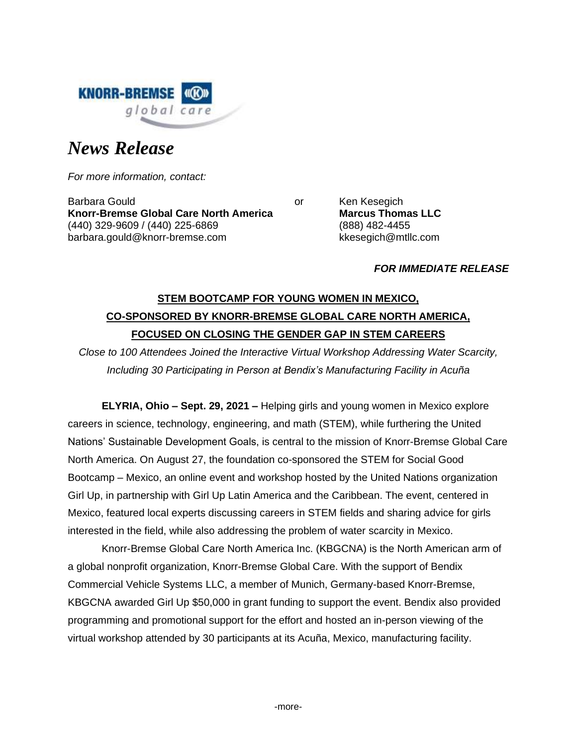KNORR-BREMSE global care

# *News Release*

*For more information, contact:*

Barbara Gould
**Knorr-Bremse Global Care North America**
(440) 329-9609 / (440) 225-6869
barbara.gould@knorr-bremse.com

or

Ken Kesegich
**Marcus Thomas LLC**
(888) 482-4455
kkesegich@mtllc.com

***FOR IMMEDIATE RELEASE***

## STEM BOOTCAMP FOR YOUNG WOMEN IN MEXICO, CO-SPONSORED BY KNORR-BREMSE GLOBAL CARE NORTH AMERICA, FOCUSED ON CLOSING THE GENDER GAP IN STEM CAREERS

*Close to 100 Attendees Joined the Interactive Virtual Workshop Addressing Water Scarcity, Including 30 Participating in Person at Bendix's Manufacturing Facility in Acuña*

**ELYRIA, Ohio – Sept. 29, 2021 –** Helping girls and young women in Mexico explore careers in science, technology, engineering, and math (STEM), while furthering the United Nations' Sustainable Development Goals, is central to the mission of Knorr-Bremse Global Care North America. On August 27, the foundation co-sponsored the STEM for Social Good Bootcamp – Mexico, an online event and workshop hosted by the United Nations organization Girl Up, in partnership with Girl Up Latin America and the Caribbean. The event, centered in Mexico, featured local experts discussing careers in STEM fields and sharing advice for girls interested in the field, while also addressing the problem of water scarcity in Mexico.

Knorr-Bremse Global Care North America Inc. (KBGCNA) is the North American arm of a global nonprofit organization, Knorr-Bremse Global Care. With the support of Bendix Commercial Vehicle Systems LLC, a member of Munich, Germany-based Knorr-Bremse, KBGCNA awarded Girl Up $50,000 in grant funding to support the event. Bendix also provided programming and promotional support for the effort and hosted an in-person viewing of the virtual workshop attended by 30 participants at its Acuña, Mexico, manufacturing facility.

-more-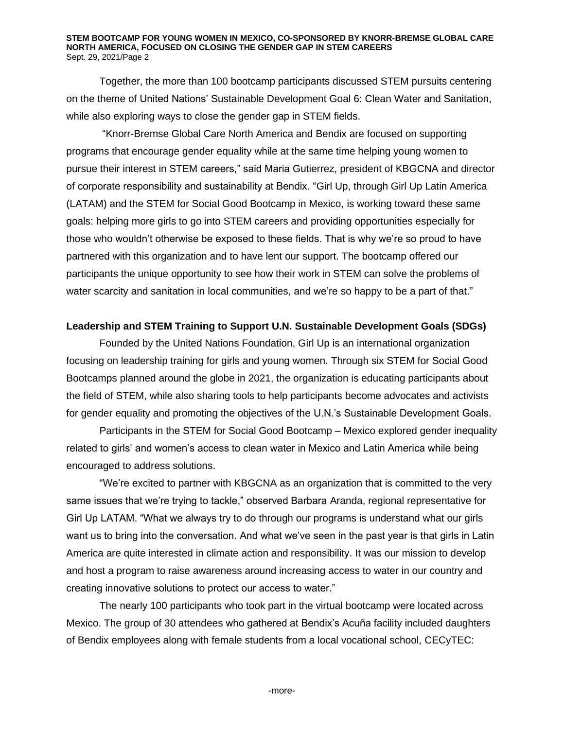Together, the more than 100 bootcamp participants discussed STEM pursuits centering on the theme of United Nations' Sustainable Development Goal 6: Clean Water and Sanitation, while also exploring ways to close the gender gap in STEM fields.

"Knorr-Bremse Global Care North America and Bendix are focused on supporting programs that encourage gender equality while at the same time helping young women to pursue their interest in STEM careers," said Maria Gutierrez, president of KBGCNA and director of corporate responsibility and sustainability at Bendix. "Girl Up, through Girl Up Latin America (LATAM) and the STEM for Social Good Bootcamp in Mexico, is working toward these same goals: helping more girls to go into STEM careers and providing opportunities especially for those who wouldn't otherwise be exposed to these fields. That is why we're so proud to have partnered with this organization and to have lent our support. The bootcamp offered our participants the unique opportunity to see how their work in STEM can solve the problems of water scarcity and sanitation in local communities, and we're so happy to be a part of that."

## Leadership and STEM Training to Support U.N. Sustainable Development Goals (SDGs)

Founded by the United Nations Foundation, Girl Up is an international organization focusing on leadership training for girls and young women. Through six STEM for Social Good Bootcamps planned around the globe in 2021, the organization is educating participants about the field of STEM, while also sharing tools to help participants become advocates and activists for gender equality and promoting the objectives of the U.N.'s Sustainable Development Goals.

Participants in the STEM for Social Good Bootcamp – Mexico explored gender inequality related to girls' and women's access to clean water in Mexico and Latin America while being encouraged to address solutions.

"We're excited to partner with KBGCNA as an organization that is committed to the very same issues that we're trying to tackle," observed Barbara Aranda, regional representative for Girl Up LATAM. "What we always try to do through our programs is understand what our girls want us to bring into the conversation. And what we've seen in the past year is that girls in Latin America are quite interested in climate action and responsibility. It was our mission to develop and host a program to raise awareness around increasing access to water in our country and creating innovative solutions to protect our access to water."

The nearly 100 participants who took part in the virtual bootcamp were located across Mexico. The group of 30 attendees who gathered at Bendix's Acuña facility included daughters of Bendix employees along with female students from a local vocational school, CECyTEC:

-more-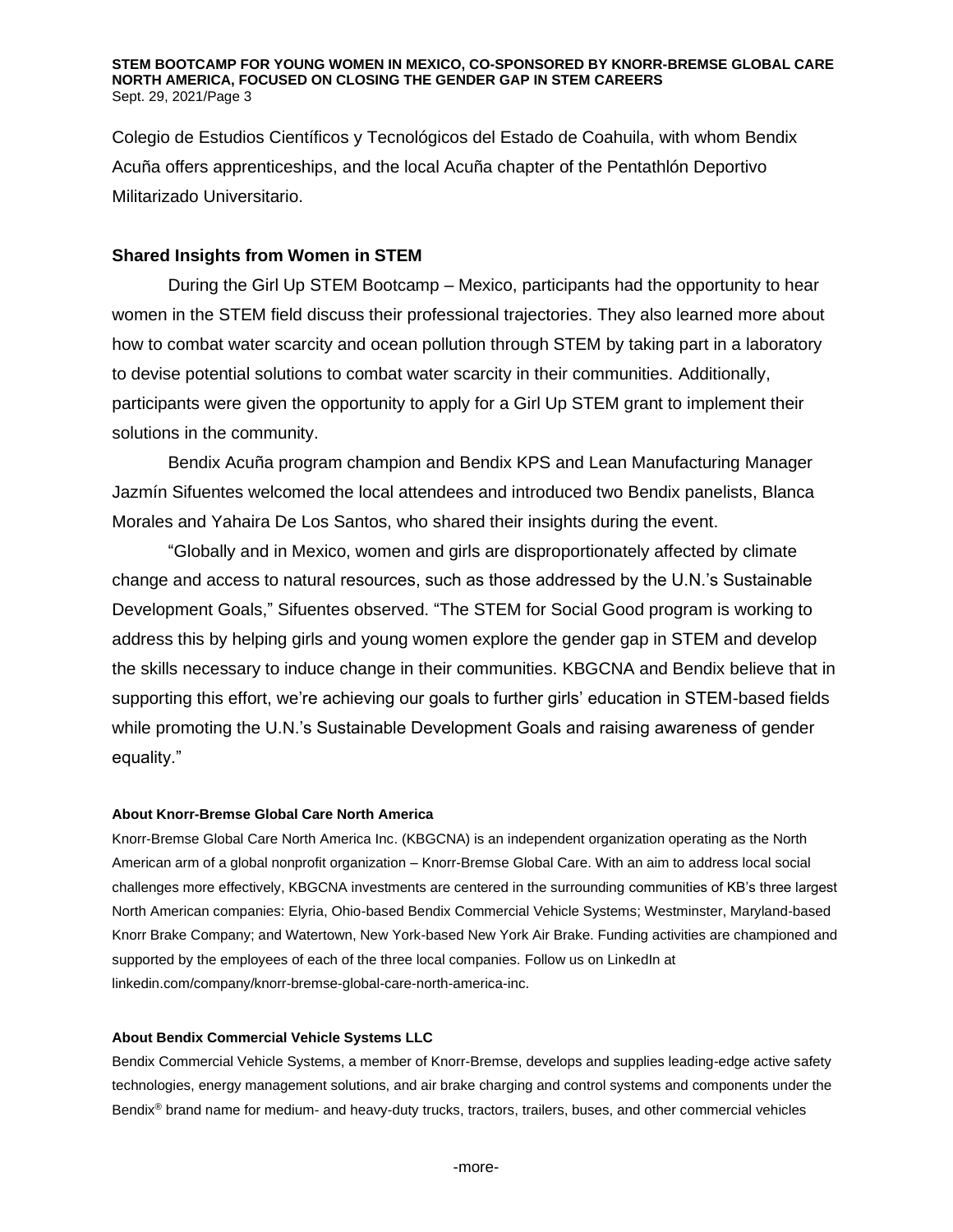Colegio de Estudios Científicos y Tecnológicos del Estado de Coahuila, with whom Bendix Acuña offers apprenticeships, and the local Acuña chapter of the Pentathlón Deportivo Militarizado Universitario.

## Shared Insights from Women in STEM

During the Girl Up STEM Bootcamp – Mexico, participants had the opportunity to hear women in the STEM field discuss their professional trajectories. They also learned more about how to combat water scarcity and ocean pollution through STEM by taking part in a laboratory to devise potential solutions to combat water scarcity in their communities. Additionally, participants were given the opportunity to apply for a Girl Up STEM grant to implement their solutions in the community.

Bendix Acuña program champion and Bendix KPS and Lean Manufacturing Manager Jazmín Sifuentes welcomed the local attendees and introduced two Bendix panelists, Blanca Morales and Yahaira De Los Santos, who shared their insights during the event.

"Globally and in Mexico, women and girls are disproportionately affected by climate change and access to natural resources, such as those addressed by the U.N.'s Sustainable Development Goals," Sifuentes observed. "The STEM for Social Good program is working to address this by helping girls and young women explore the gender gap in STEM and develop the skills necessary to induce change in their communities. KBGCNA and Bendix believe that in supporting this effort, we're achieving our goals to further girls' education in STEM-based fields while promoting the U.N.'s Sustainable Development Goals and raising awareness of gender equality."

**About Knorr-Bremse Global Care North America**

Knorr-Bremse Global Care North America Inc. (KBGCNA) is an independent organization operating as the North American arm of a global nonprofit organization – Knorr-Bremse Global Care. With an aim to address local social challenges more effectively, KBGCNA investments are centered in the surrounding communities of KB's three largest North American companies: Elyria, Ohio-based Bendix Commercial Vehicle Systems; Westminster, Maryland-based Knorr Brake Company; and Watertown, New York-based New York Air Brake. Funding activities are championed and supported by the employees of each of the three local companies. Follow us on LinkedIn at linkedin.com/company/knorr-bremse-global-care-north-america-inc.

**About Bendix Commercial Vehicle Systems LLC**

Bendix Commercial Vehicle Systems, a member of Knorr-Bremse, develops and supplies leading-edge active safety technologies, energy management solutions, and air brake charging and control systems and components under the Bendix® brand name for medium- and heavy-duty trucks, tractors, trailers, buses, and other commercial vehicles

-more-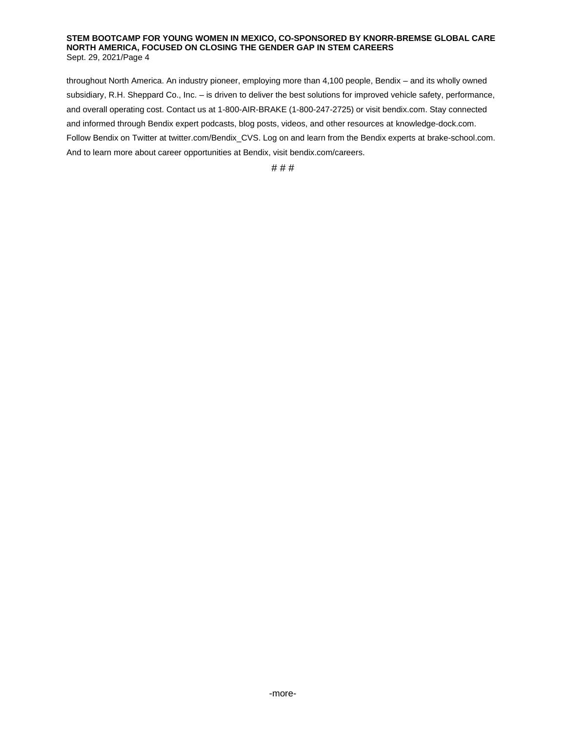throughout North America. An industry pioneer, employing more than 4,100 people, Bendix – and its wholly owned subsidiary, R.H. Sheppard Co., Inc. – is driven to deliver the best solutions for improved vehicle safety, performance, and overall operating cost. Contact us at 1-800-AIR-BRAKE (1-800-247-2725) or visit bendix.com. Stay connected and informed through Bendix expert podcasts, blog posts, videos, and other resources at knowledge-dock.com. Follow Bendix on Twitter at twitter.com/Bendix_CVS. Log on and learn from the Bendix experts at brake-school.com. And to learn more about career opportunities at Bendix, visit bendix.com/careers.

# # #

-more-